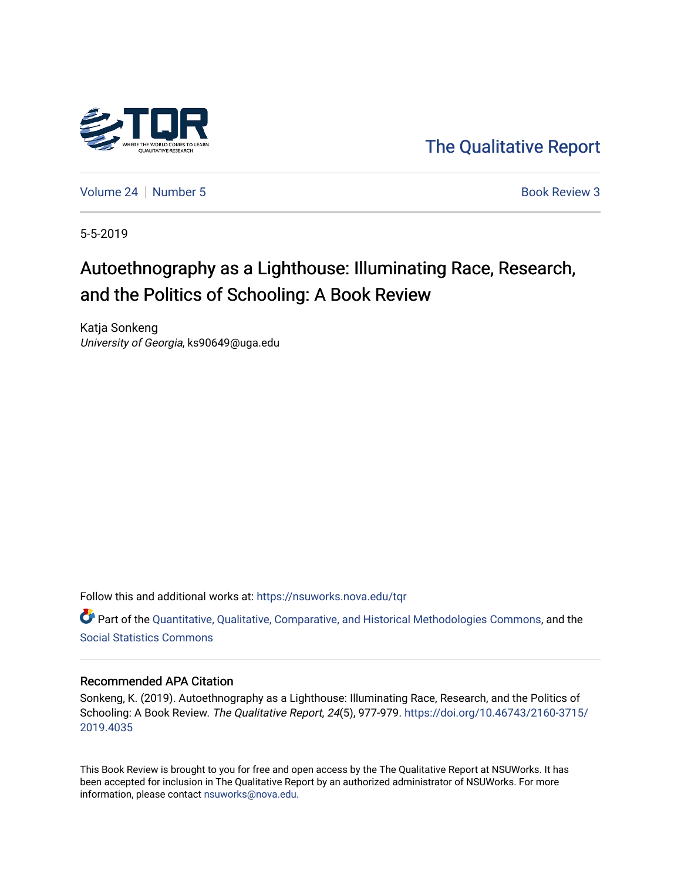The Qualitative Report

Volume 24 | Number 5 | Book Review 3

5-5-2019

# Autoethnography as a Lighthouse: Illuminating Race, Research, and the Politics of Schooling: A Book Review

Katja Sonkeng
*University of Georgia*, ks90649@uga.edu

Follow this and additional works at: https://nsuworks.nova.edu/tqr

Part of the Quantitative, Qualitative, Comparative, and Historical Methodologies Commons, and the Social Statistics Commons

## Recommended APA Citation

Sonkeng, K. (2019). Autoethnography as a Lighthouse: Illuminating Race, Research, and the Politics of Schooling: A Book Review. *The Qualitative Report*, *24*(5), 977-979. https://doi.org/10.46743/2160-3715/2019.4035

This Book Review is brought to you for free and open access by the The Qualitative Report at NSUWorks. It has been accepted for inclusion in The Qualitative Report by an authorized administrator of NSUWorks. For more information, please contact nsuworks@nova.edu.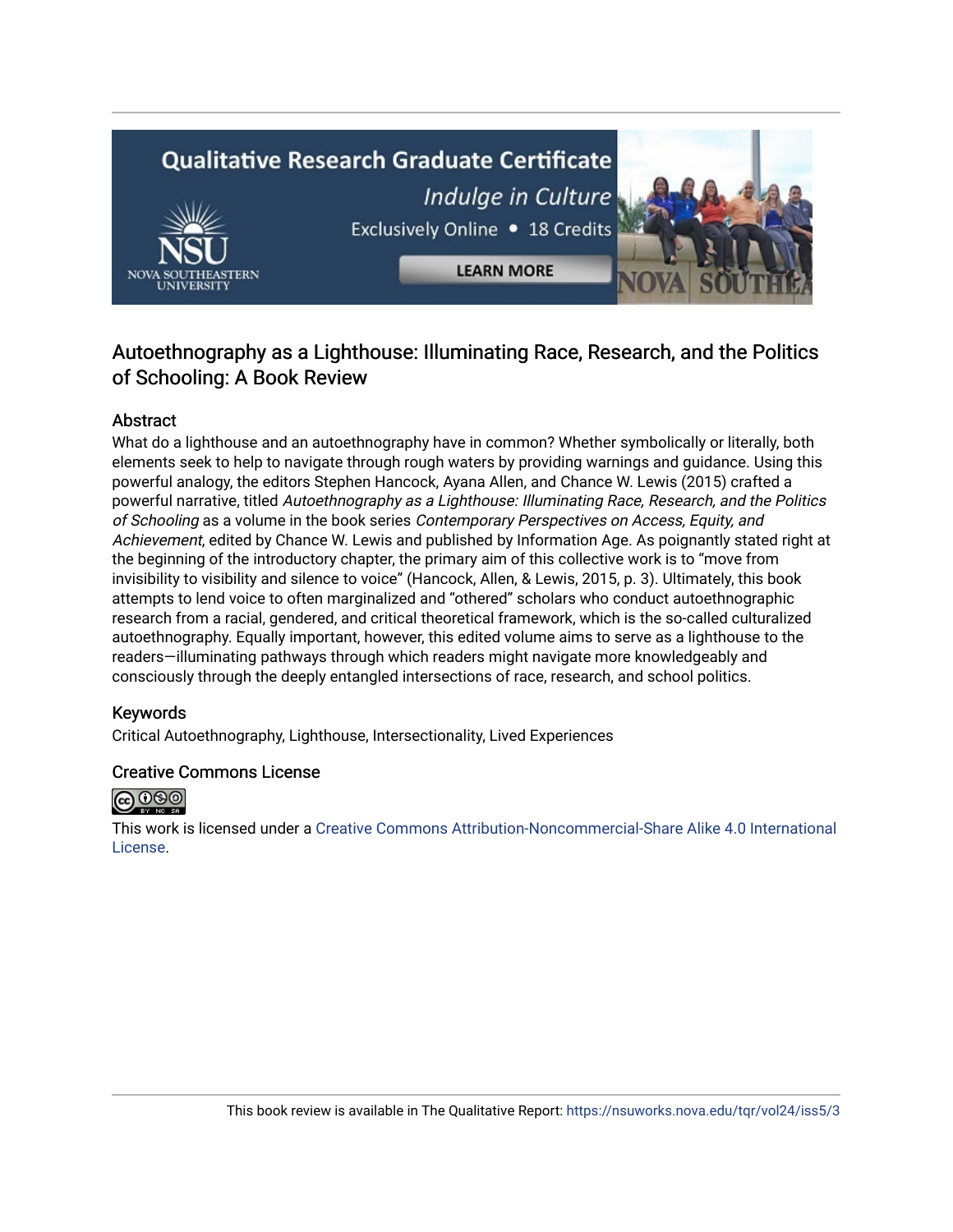## Autoethnography as a Lighthouse: Illuminating Race, Research, and the Politics of Schooling: A Book Review

### Abstract

What do a lighthouse and an autoethnography have in common? Whether symbolically or literally, both elements seek to help to navigate through rough waters by providing warnings and guidance. Using this powerful analogy, the editors Stephen Hancock, Ayana Allen, and Chance W. Lewis (2015) crafted a powerful narrative, titled *Autoethnography as a Lighthouse: Illuminating Race, Research, and the Politics of Schooling* as a volume in the book series *Contemporary Perspectives on Access, Equity, and Achievement*, edited by Chance W. Lewis and published by Information Age. As poignantly stated right at the beginning of the introductory chapter, the primary aim of this collective work is to "move from invisibility to visibility and silence to voice" (Hancock, Allen, & Lewis, 2015, p. 3). Ultimately, this book attempts to lend voice to often marginalized and "othered" scholars who conduct autoethnographic research from a racial, gendered, and critical theoretical framework, which is the so-called culturalized autoethnography. Equally important, however, this edited volume aims to serve as a lighthouse to the readers—illuminating pathways through which readers might navigate more knowledgeably and consciously through the deeply entangled intersections of race, research, and school politics.

### Keywords

Critical Autoethnography, Lighthouse, Intersectionality, Lived Experiences

### Creative Commons License

This work is licensed under a Creative Commons Attribution-Noncommercial-Share Alike 4.0 International License.

This book review is available in The Qualitative Report: https://nsuworks.nova.edu/tqr/vol24/iss5/3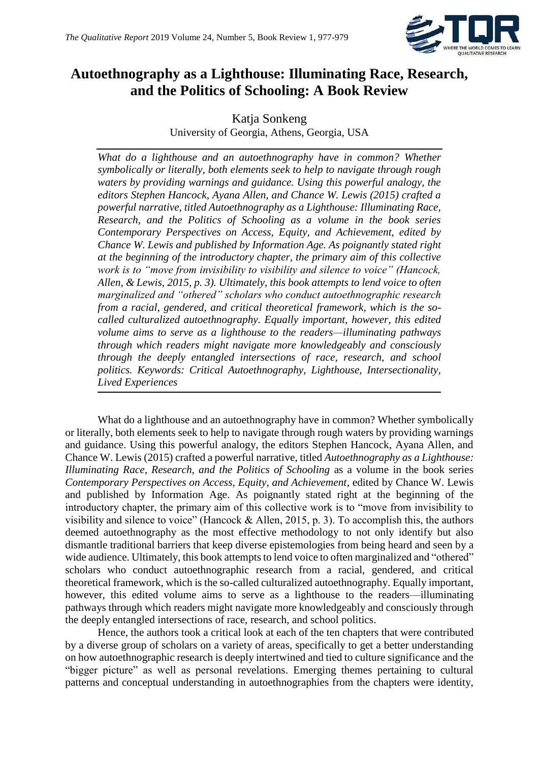# Autoethnography as a Lighthouse: Illuminating Race, Research, and the Politics of Schooling: A Book Review

Katja Sonkeng
University of Georgia, Athens, Georgia, USA

*What do a lighthouse and an autoethnography have in common? Whether symbolically or literally, both elements seek to help to navigate through rough waters by providing warnings and guidance. Using this powerful analogy, the editors Stephen Hancock, Ayana Allen, and Chance W. Lewis (2015) crafted a powerful narrative, titled Autoethnography as a Lighthouse: Illuminating Race, Research, and the Politics of Schooling as a volume in the book series Contemporary Perspectives on Access, Equity, and Achievement, edited by Chance W. Lewis and published by Information Age. As poignantly stated right at the beginning of the introductory chapter, the primary aim of this collective work is to "move from invisibility to visibility and silence to voice" (Hancock, Allen, & Lewis, 2015, p. 3). Ultimately, this book attempts to lend voice to often marginalized and "othered" scholars who conduct autoethnographic research from a racial, gendered, and critical theoretical framework, which is the so-called culturalized autoethnography. Equally important, however, this edited volume aims to serve as a lighthouse to the readers—illuminating pathways through which readers might navigate more knowledgeably and consciously through the deeply entangled intersections of race, research, and school politics. Keywords: Critical Autoethnography, Lighthouse, Intersectionality, Lived Experiences*

What do a lighthouse and an autoethnography have in common? Whether symbolically or literally, both elements seek to help to navigate through rough waters by providing warnings and guidance. Using this powerful analogy, the editors Stephen Hancock, Ayana Allen, and Chance W. Lewis (2015) crafted a powerful narrative, titled *Autoethnography as a Lighthouse: Illuminating Race, Research, and the Politics of Schooling* as a volume in the book series *Contemporary Perspectives on Access, Equity, and Achievement*, edited by Chance W. Lewis and published by Information Age. As poignantly stated right at the beginning of the introductory chapter, the primary aim of this collective work is to "move from invisibility to visibility and silence to voice" (Hancock & Allen, 2015, p. 3). To accomplish this, the authors deemed autoethnography as the most effective methodology to not only identify but also dismantle traditional barriers that keep diverse epistemologies from being heard and seen by a wide audience. Ultimately, this book attempts to lend voice to often marginalized and "othered" scholars who conduct autoethnographic research from a racial, gendered, and critical theoretical framework, which is the so-called culturalized autoethnography. Equally important, however, this edited volume aims to serve as a lighthouse to the readers—illuminating pathways through which readers might navigate more knowledgeably and consciously through the deeply entangled intersections of race, research, and school politics.

Hence, the authors took a critical look at each of the ten chapters that were contributed by a diverse group of scholars on a variety of areas, specifically to get a better understanding on how autoethnographic research is deeply intertwined and tied to culture significance and the "bigger picture" as well as personal revelations. Emerging themes pertaining to cultural patterns and conceptual understanding in autoethnographies from the chapters were identity,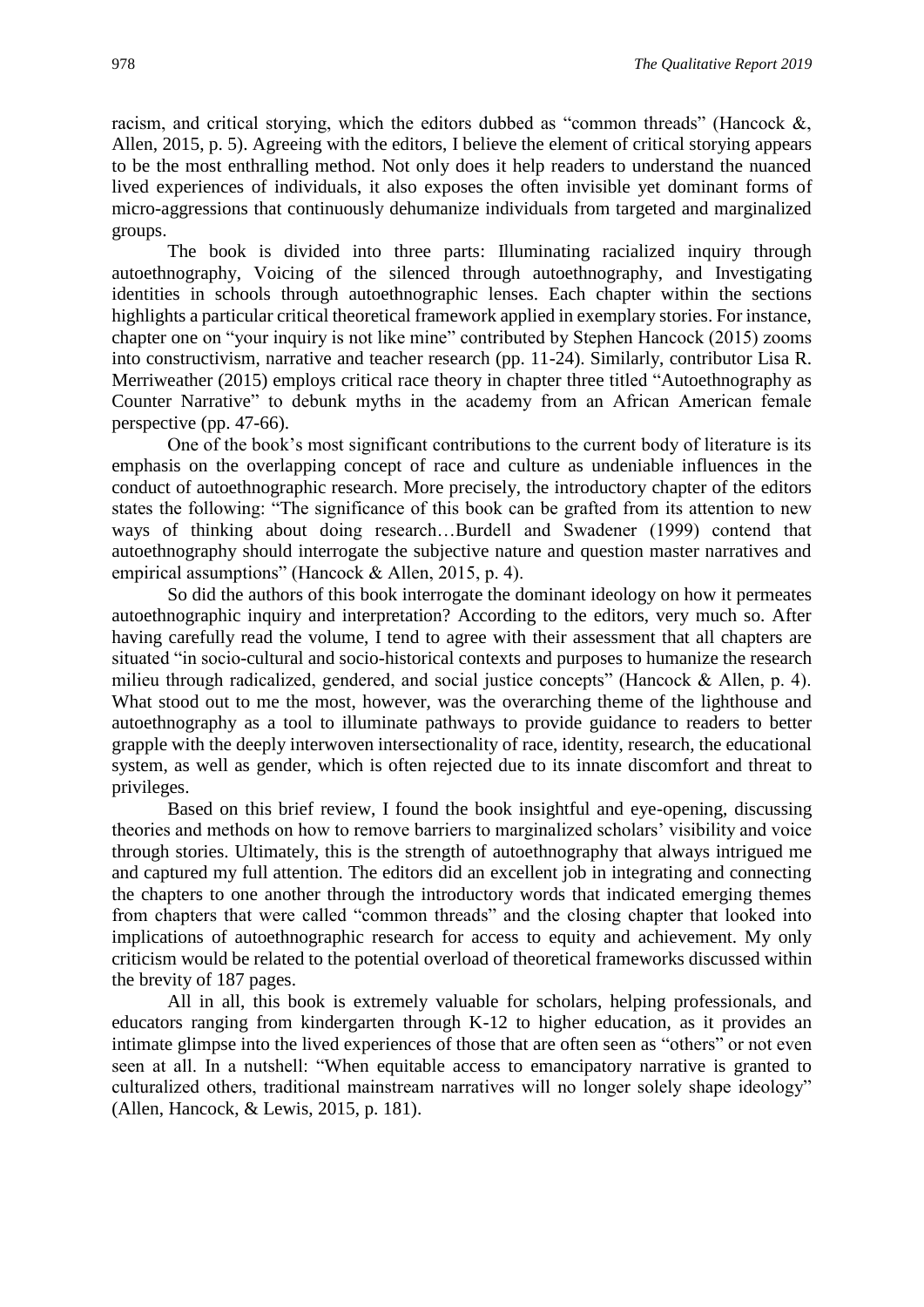racism, and critical storying, which the editors dubbed as "common threads" (Hancock &, Allen, 2015, p. 5). Agreeing with the editors, I believe the element of critical storying appears to be the most enthralling method. Not only does it help readers to understand the nuanced lived experiences of individuals, it also exposes the often invisible yet dominant forms of micro-aggressions that continuously dehumanize individuals from targeted and marginalized groups.

The book is divided into three parts: Illuminating racialized inquiry through autoethnography, Voicing of the silenced through autoethnography, and Investigating identities in schools through autoethnographic lenses. Each chapter within the sections highlights a particular critical theoretical framework applied in exemplary stories. For instance, chapter one on "your inquiry is not like mine" contributed by Stephen Hancock (2015) zooms into constructivism, narrative and teacher research (pp. 11-24). Similarly, contributor Lisa R. Merriweather (2015) employs critical race theory in chapter three titled "Autoethnography as Counter Narrative" to debunk myths in the academy from an African American female perspective (pp. 47-66).

One of the book's most significant contributions to the current body of literature is its emphasis on the overlapping concept of race and culture as undeniable influences in the conduct of autoethnographic research. More precisely, the introductory chapter of the editors states the following: "The significance of this book can be grafted from its attention to new ways of thinking about doing research…Burdell and Swadener (1999) contend that autoethnography should interrogate the subjective nature and question master narratives and empirical assumptions" (Hancock & Allen, 2015, p. 4).

So did the authors of this book interrogate the dominant ideology on how it permeates autoethnographic inquiry and interpretation? According to the editors, very much so. After having carefully read the volume, I tend to agree with their assessment that all chapters are situated "in socio-cultural and socio-historical contexts and purposes to humanize the research milieu through radicalized, gendered, and social justice concepts" (Hancock & Allen, p. 4). What stood out to me the most, however, was the overarching theme of the lighthouse and autoethnography as a tool to illuminate pathways to provide guidance to readers to better grapple with the deeply interwoven intersectionality of race, identity, research, the educational system, as well as gender, which is often rejected due to its innate discomfort and threat to privileges.

Based on this brief review, I found the book insightful and eye-opening, discussing theories and methods on how to remove barriers to marginalized scholars' visibility and voice through stories. Ultimately, this is the strength of autoethnography that always intrigued me and captured my full attention. The editors did an excellent job in integrating and connecting the chapters to one another through the introductory words that indicated emerging themes from chapters that were called "common threads" and the closing chapter that looked into implications of autoethnographic research for access to equity and achievement. My only criticism would be related to the potential overload of theoretical frameworks discussed within the brevity of 187 pages.

All in all, this book is extremely valuable for scholars, helping professionals, and educators ranging from kindergarten through K-12 to higher education, as it provides an intimate glimpse into the lived experiences of those that are often seen as "others" or not even seen at all. In a nutshell: "When equitable access to emancipatory narrative is granted to culturalized others, traditional mainstream narratives will no longer solely shape ideology" (Allen, Hancock, & Lewis, 2015, p. 181).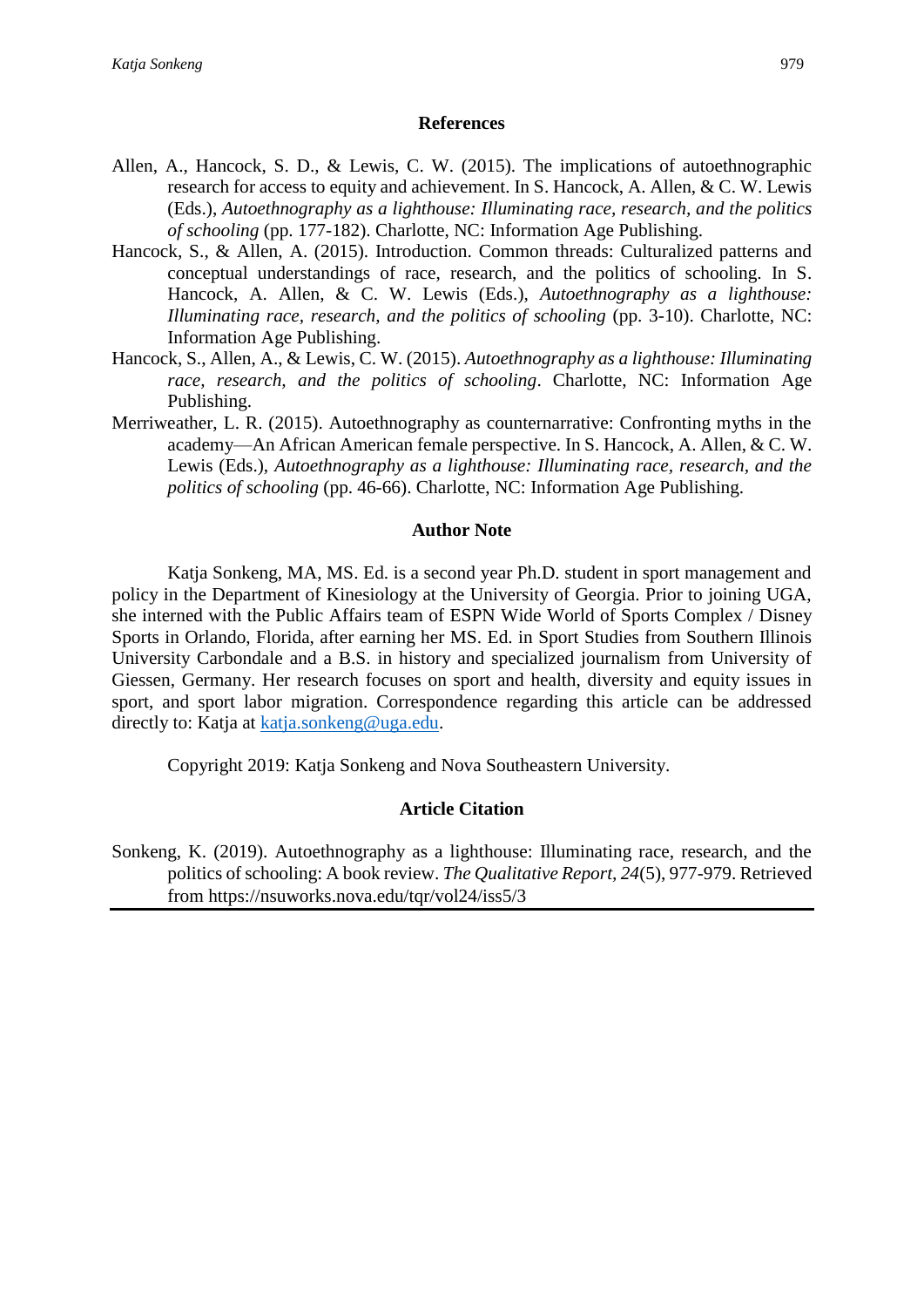## References

Allen, A., Hancock, S. D., & Lewis, C. W. (2015). The implications of autoethnographic research for access to equity and achievement. In S. Hancock, A. Allen, & C. W. Lewis (Eds.), *Autoethnography as a lighthouse: Illuminating race, research, and the politics of schooling* (pp. 177-182). Charlotte, NC: Information Age Publishing.

Hancock, S., & Allen, A. (2015). Introduction. Common threads: Culturalized patterns and conceptual understandings of race, research, and the politics of schooling. In S. Hancock, A. Allen, & C. W. Lewis (Eds.), *Autoethnography as a lighthouse: Illuminating race, research, and the politics of schooling* (pp. 3-10). Charlotte, NC: Information Age Publishing.

Hancock, S., Allen, A., & Lewis, C. W. (2015). *Autoethnography as a lighthouse: Illuminating race, research, and the politics of schooling*. Charlotte, NC: Information Age Publishing.

Merriweather, L. R. (2015). Autoethnography as counternarrative: Confronting myths in the academy—An African American female perspective. In S. Hancock, A. Allen, & C. W. Lewis (Eds.), *Autoethnography as a lighthouse: Illuminating race, research, and the politics of schooling* (pp. 46-66). Charlotte, NC: Information Age Publishing.

## Author Note

Katja Sonkeng, MA, MS. Ed. is a second year Ph.D. student in sport management and policy in the Department of Kinesiology at the University of Georgia. Prior to joining UGA, she interned with the Public Affairs team of ESPN Wide World of Sports Complex / Disney Sports in Orlando, Florida, after earning her MS. Ed. in Sport Studies from Southern Illinois University Carbondale and a B.S. in history and specialized journalism from University of Giessen, Germany. Her research focuses on sport and health, diversity and equity issues in sport, and sport labor migration. Correspondence regarding this article can be addressed directly to: Katja at katja.sonkeng@uga.edu.

Copyright 2019: Katja Sonkeng and Nova Southeastern University.

## Article Citation

Sonkeng, K. (2019). Autoethnography as a lighthouse: Illuminating race, research, and the politics of schooling: A book review. *The Qualitative Report, 24*(5), 977-979. Retrieved from https://nsuworks.nova.edu/tqr/vol24/iss5/3